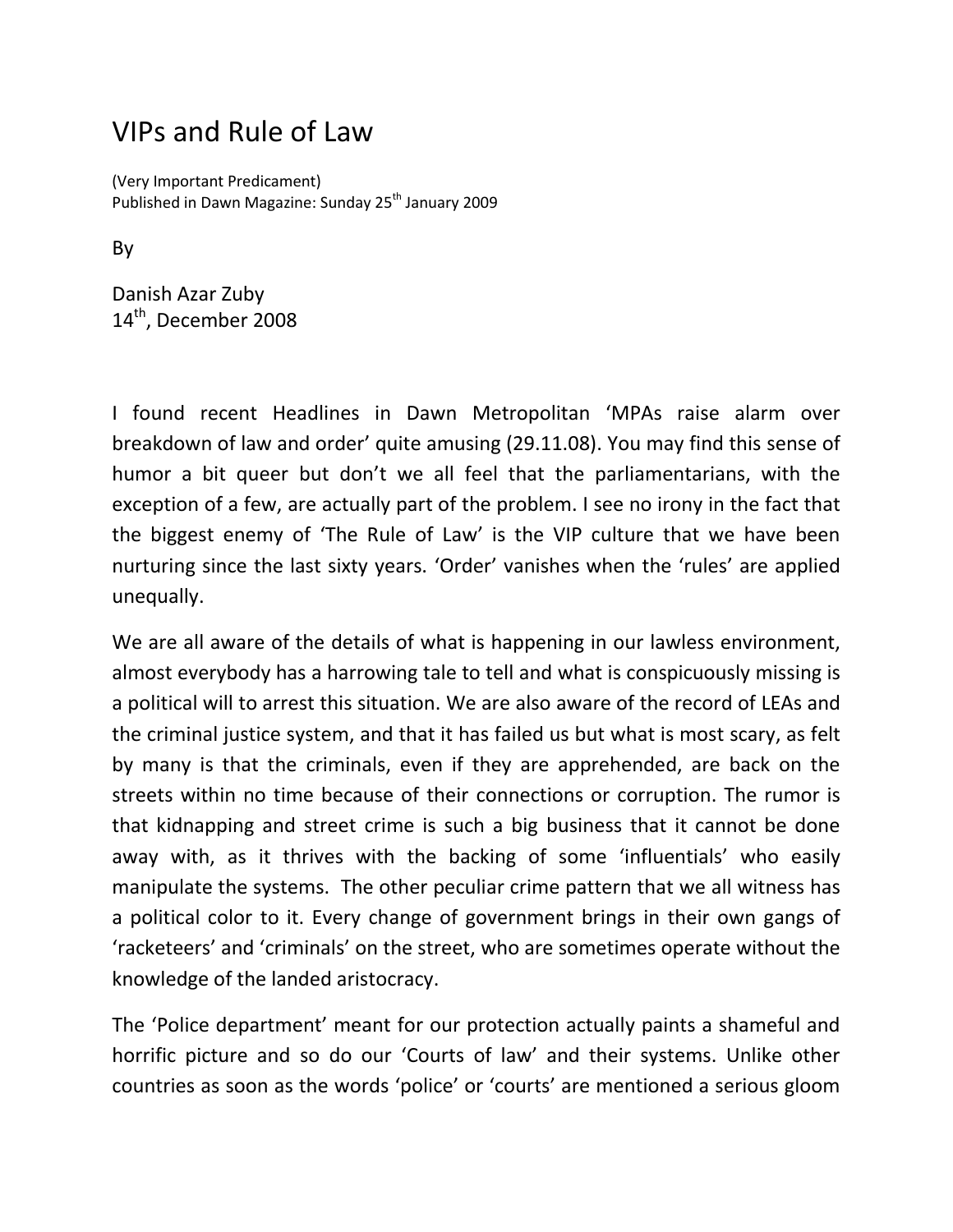# VIPs and Rule of Law

(Very Important Predicament)
Published in Dawn Magazine: Sunday 25th January 2009

By

Danish Azar Zuby
14th, December 2008

I found recent Headlines in Dawn Metropolitan 'MPAs raise alarm over breakdown of law and order' quite amusing (29.11.08). You may find this sense of humor a bit queer but don't we all feel that the parliamentarians, with the exception of a few, are actually part of the problem. I see no irony in the fact that the biggest enemy of 'The Rule of Law' is the VIP culture that we have been nurturing since the last sixty years. 'Order' vanishes when the 'rules' are applied unequally.

We are all aware of the details of what is happening in our lawless environment, almost everybody has a harrowing tale to tell and what is conspicuously missing is a political will to arrest this situation. We are also aware of the record of LEAs and the criminal justice system, and that it has failed us but what is most scary, as felt by many is that the criminals, even if they are apprehended, are back on the streets within no time because of their connections or corruption. The rumor is that kidnapping and street crime is such a big business that it cannot be done away with, as it thrives with the backing of some 'influentials' who easily manipulate the systems. The other peculiar crime pattern that we all witness has a political color to it. Every change of government brings in their own gangs of 'racketeers' and 'criminals' on the street, who are sometimes operate without the knowledge of the landed aristocracy.

The 'Police department' meant for our protection actually paints a shameful and horrific picture and so do our 'Courts of law' and their systems. Unlike other countries as soon as the words 'police' or 'courts' are mentioned a serious gloom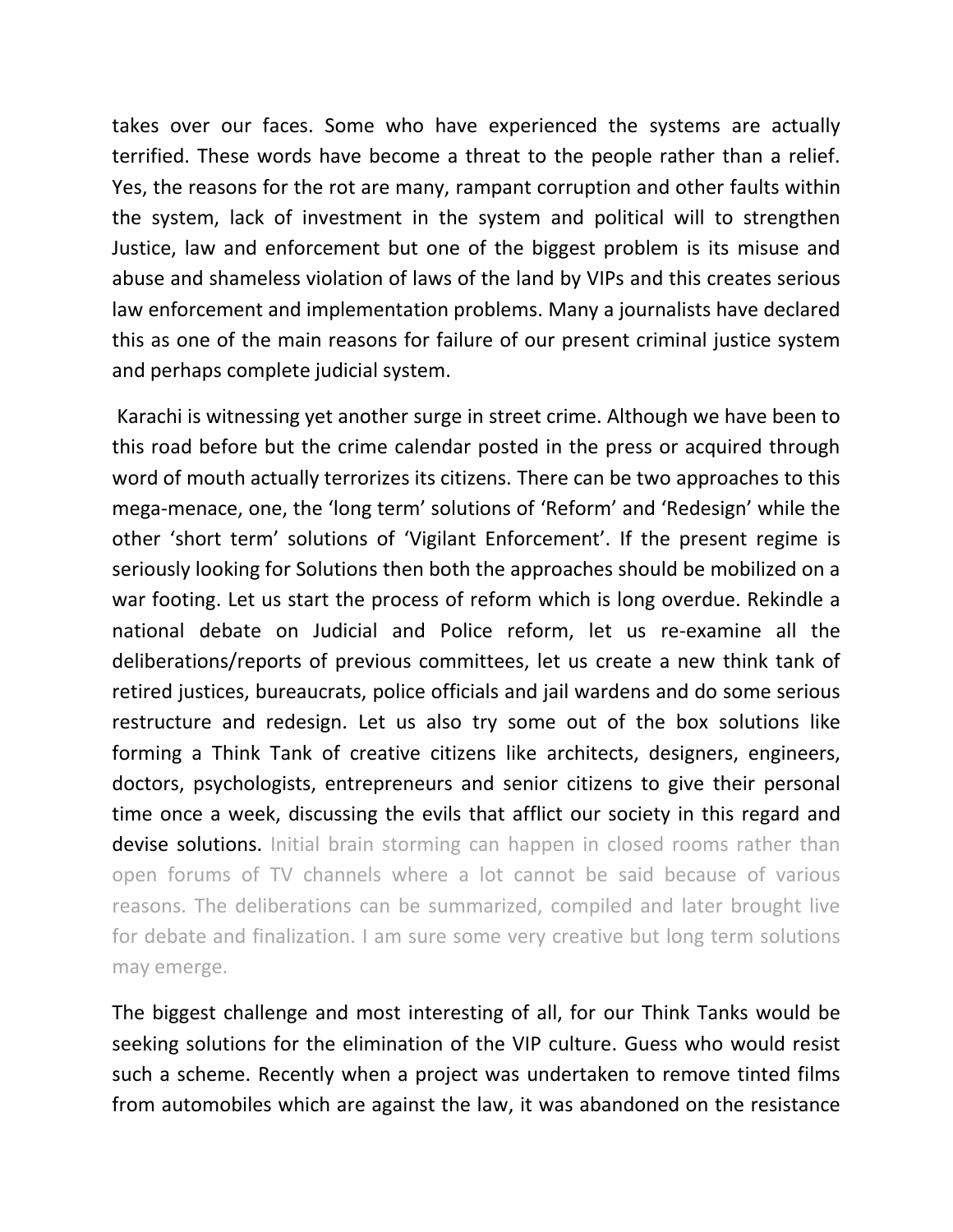takes over our faces. Some who have experienced the systems are actually terrified. These words have become a threat to the people rather than a relief. Yes, the reasons for the rot are many, rampant corruption and other faults within the system, lack of investment in the system and political will to strengthen Justice, law and enforcement but one of the biggest problem is its misuse and abuse and shameless violation of laws of the land by VIPs and this creates serious law enforcement and implementation problems. Many a journalists have declared this as one of the main reasons for failure of our present criminal justice system and perhaps complete judicial system.

Karachi is witnessing yet another surge in street crime. Although we have been to this road before but the crime calendar posted in the press or acquired through word of mouth actually terrorizes its citizens. There can be two approaches to this mega-menace, one, the 'long term' solutions of 'Reform' and 'Redesign' while the other 'short term' solutions of 'Vigilant Enforcement'. If the present regime is seriously looking for Solutions then both the approaches should be mobilized on a war footing. Let us start the process of reform which is long overdue. Rekindle a national debate on Judicial and Police reform, let us re-examine all the deliberations/reports of previous committees, let us create a new think tank of retired justices, bureaucrats, police officials and jail wardens and do some serious restructure and redesign. Let us also try some out of the box solutions like forming a Think Tank of creative citizens like architects, designers, engineers, doctors, psychologists, entrepreneurs and senior citizens to give their personal time once a week, discussing the evils that afflict our society in this regard and devise solutions. Initial brain storming can happen in closed rooms rather than open forums of TV channels where a lot cannot be said because of various reasons. The deliberations can be summarized, compiled and later brought live for debate and finalization. I am sure some very creative but long term solutions may emerge.

The biggest challenge and most interesting of all, for our Think Tanks would be seeking solutions for the elimination of the VIP culture. Guess who would resist such a scheme. Recently when a project was undertaken to remove tinted films from automobiles which are against the law, it was abandoned on the resistance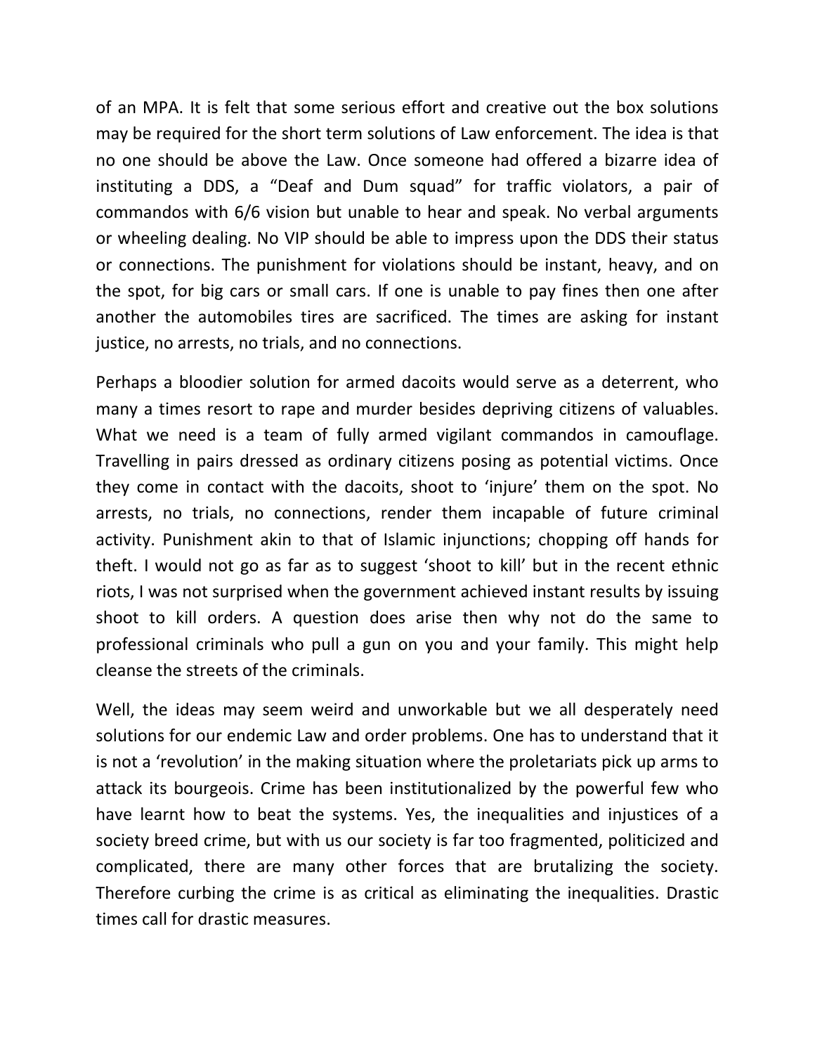of an MPA. It is felt that some serious effort and creative out the box solutions may be required for the short term solutions of Law enforcement. The idea is that no one should be above the Law. Once someone had offered a bizarre idea of instituting a DDS, a “Deaf and Dum squad” for traffic violators, a pair of commandos with 6/6 vision but unable to hear and speak. No verbal arguments or wheeling dealing. No VIP should be able to impress upon the DDS their status or connections. The punishment for violations should be instant, heavy, and on the spot, for big cars or small cars. If one is unable to pay fines then one after another the automobiles tires are sacrificed. The times are asking for instant justice, no arrests, no trials, and no connections.

Perhaps a bloodier solution for armed dacoits would serve as a deterrent, who many a times resort to rape and murder besides depriving citizens of valuables. What we need is a team of fully armed vigilant commandos in camouflage. Travelling in pairs dressed as ordinary citizens posing as potential victims. Once they come in contact with the dacoits, shoot to ‘injure’ them on the spot. No arrests, no trials, no connections, render them incapable of future criminal activity. Punishment akin to that of Islamic injunctions; chopping off hands for theft. I would not go as far as to suggest ‘shoot to kill’ but in the recent ethnic riots, I was not surprised when the government achieved instant results by issuing shoot to kill orders. A question does arise then why not do the same to professional criminals who pull a gun on you and your family. This might help cleanse the streets of the criminals.

Well, the ideas may seem weird and unworkable but we all desperately need solutions for our endemic Law and order problems. One has to understand that it is not a ‘revolution’ in the making situation where the proletariats pick up arms to attack its bourgeois. Crime has been institutionalized by the powerful few who have learnt how to beat the systems. Yes, the inequalities and injustices of a society breed crime, but with us our society is far too fragmented, politicized and complicated, there are many other forces that are brutalizing the society. Therefore curbing the crime is as critical as eliminating the inequalities. Drastic times call for drastic measures.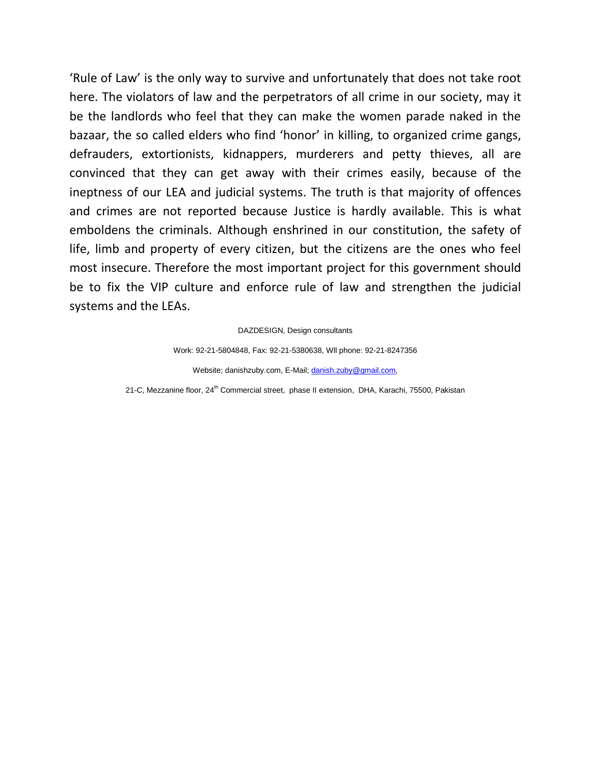‘Rule of Law’ is the only way to survive and unfortunately that does not take root here. The violators of law and the perpetrators of all crime in our society, may it be the landlords who feel that they can make the women parade naked in the bazaar, the so called elders who find ‘honor’ in killing, to organized crime gangs, defrauders, extortionists, kidnappers, murderers and petty thieves, all are convinced that they can get away with their crimes easily, because of the ineptness of our LEA and judicial systems. The truth is that majority of offences and crimes are not reported because Justice is hardly available. This is what emboldens the criminals. Although enshrined in our constitution, the safety of life, limb and property of every citizen, but the citizens are the ones who feel most insecure. Therefore the most important project for this government should be to fix the VIP culture and enforce rule of law and strengthen the judicial systems and the LEAs.

DAZDESIGN, Design consultants

Work: 92-21-5804848, Fax: 92-21-5380638, Wll phone: 92-21-8247356

Website; danishzuby.com, E-Mail; danish.zuby@gmail.com,

21-C, Mezzanine floor, 24th Commercial street, phase II extension, DHA, Karachi, 75500, Pakistan